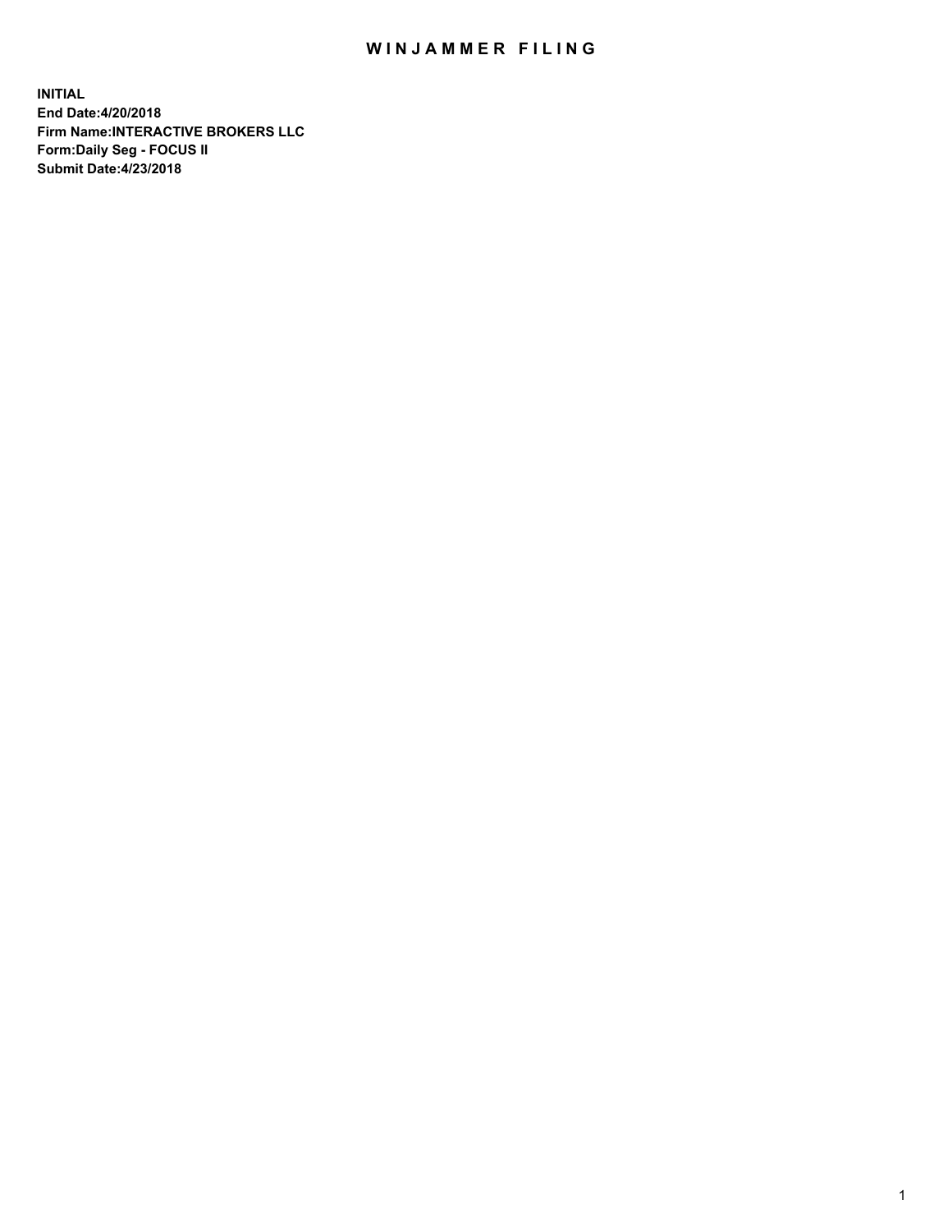# WINJAMMER FILING

**INITIAL**
**End Date:4/20/2018**
**Firm Name:INTERACTIVE BROKERS LLC**
**Form:Daily Seg - FOCUS II**
**Submit Date:4/23/2018**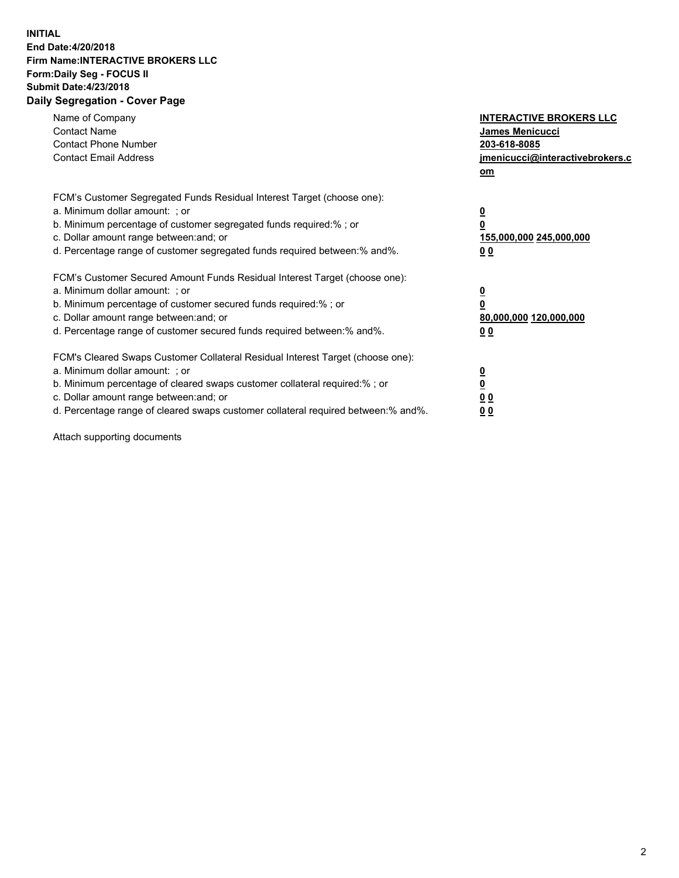**INITIAL**
**End Date:4/20/2018**
**Firm Name:INTERACTIVE BROKERS LLC**
**Form:Daily Seg - FOCUS II**
**Submit Date:4/23/2018**
**Daily Segregation - Cover Page**

| | |
|---|---|
| Name of Company | **INTERACTIVE BROKERS LLC** |
| Contact Name | **James Menicucci** |
| Contact Phone Number | **203-618-8085** |
| Contact Email Address | **jmenicucci@interactivebrokers.com** |

FCM's Customer Segregated Funds Residual Interest Target (choose one):

| | |
|---|---|
| a. Minimum dollar amount: ; or | **0** |
| b. Minimum percentage of customer segregated funds required:% ; or | **0** |
| c. Dollar amount range between:and; or | **155,000,000 245,000,000** |
| d. Percentage range of customer segregated funds required between:% and%. | **0 0** |

FCM's Customer Secured Amount Funds Residual Interest Target (choose one):

| | |
|---|---|
| a. Minimum dollar amount: ; or | **0** |
| b. Minimum percentage of customer secured funds required:% ; or | **0** |
| c. Dollar amount range between:and; or | **80,000,000 120,000,000** |
| d. Percentage range of customer secured funds required between:% and%. | **0 0** |

FCM's Cleared Swaps Customer Collateral Residual Interest Target (choose one):

| | |
|---|---|
| a. Minimum dollar amount: ; or | **0** |
| b. Minimum percentage of cleared swaps customer collateral required:% ; or | **0** |
| c. Dollar amount range between:and; or | **0 0** |
| d. Percentage range of cleared swaps customer collateral required between:% and%. | **0 0** |

Attach supporting documents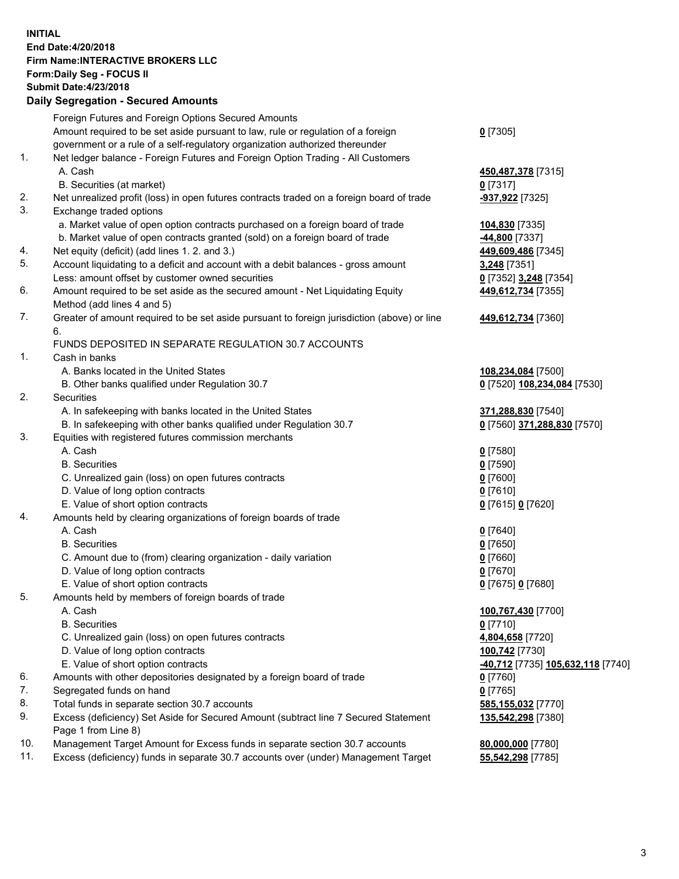**INITIAL**
**End Date:4/20/2018**
**Firm Name:INTERACTIVE BROKERS LLC**
**Form:Daily Seg - FOCUS II**
**Submit Date:4/23/2018**

## Daily Segregation - Secured Amounts

| | | |
|---|---|---|
| | Foreign Futures and Foreign Options Secured Amounts | |
| | Amount required to be set aside pursuant to law, rule or regulation of a foreign government or a rule of a self-regulatory organization authorized thereunder | **0** [7305] |
| 1. | Net ledger balance - Foreign Futures and Foreign Option Trading - All Customers | |
| | A. Cash | **450,487,378** [7315] |
| | B. Securities (at market) | **0** [7317] |
| 2. | Net unrealized profit (loss) in open futures contracts traded on a foreign board of trade | **-937,922** [7325] |
| 3. | Exchange traded options | |
| | a. Market value of open option contracts purchased on a foreign board of trade | **104,830** [7335] |
| | b. Market value of open contracts granted (sold) on a foreign board of trade | **-44,800** [7337] |
| 4. | Net equity (deficit) (add lines 1. 2. and 3.) | **449,609,486** [7345] |
| 5. | Account liquidating to a deficit and account with a debit balances - gross amount | **3,248** [7351] |
| | Less: amount offset by customer owned securities | **0** [7352] **3,248** [7354] |
| 6. | Amount required to be set aside as the secured amount - Net Liquidating Equity Method (add lines 4 and 5) | **449,612,734** [7355] |
| 7. | Greater of amount required to be set aside pursuant to foreign jurisdiction (above) or line 6. | **449,612,734** [7360] |
| | FUNDS DEPOSITED IN SEPARATE REGULATION 30.7 ACCOUNTS | |
| 1. | Cash in banks | |
| | A. Banks located in the United States | **108,234,084** [7500] |
| | B. Other banks qualified under Regulation 30.7 | **0** [7520] **108,234,084** [7530] |
| 2. | Securities | |
| | A. In safekeeping with banks located in the United States | **371,288,830** [7540] |
| | B. In safekeeping with other banks qualified under Regulation 30.7 | **0** [7560] **371,288,830** [7570] |
| 3. | Equities with registered futures commission merchants | |
| | A. Cash | **0** [7580] |
| | B. Securities | **0** [7590] |
| | C. Unrealized gain (loss) on open futures contracts | **0** [7600] |
| | D. Value of long option contracts | **0** [7610] |
| | E. Value of short option contracts | **0** [7615] **0** [7620] |
| 4. | Amounts held by clearing organizations of foreign boards of trade | |
| | A. Cash | **0** [7640] |
| | B. Securities | **0** [7650] |
| | C. Amount due to (from) clearing organization - daily variation | **0** [7660] |
| | D. Value of long option contracts | **0** [7670] |
| | E. Value of short option contracts | **0** [7675] **0** [7680] |
| 5. | Amounts held by members of foreign boards of trade | |
| | A. Cash | **100,767,430** [7700] |
| | B. Securities | **0** [7710] |
| | C. Unrealized gain (loss) on open futures contracts | **4,804,658** [7720] |
| | D. Value of long option contracts | **100,742** [7730] |
| | E. Value of short option contracts | **-40,712** [7735] **105,632,118** [7740] |
| 6. | Amounts with other depositories designated by a foreign board of trade | **0** [7760] |
| 7. | Segregated funds on hand | **0** [7765] |
| 8. | Total funds in separate section 30.7 accounts | **585,155,032** [7770] |
| 9. | Excess (deficiency) Set Aside for Secured Amount (subtract line 7 Secured Statement Page 1 from Line 8) | **135,542,298** [7380] |
| 10. | Management Target Amount for Excess funds in separate section 30.7 accounts | **80,000,000** [7780] |
| 11. | Excess (deficiency) funds in separate 30.7 accounts over (under) Management Target | **55,542,298** [7785] |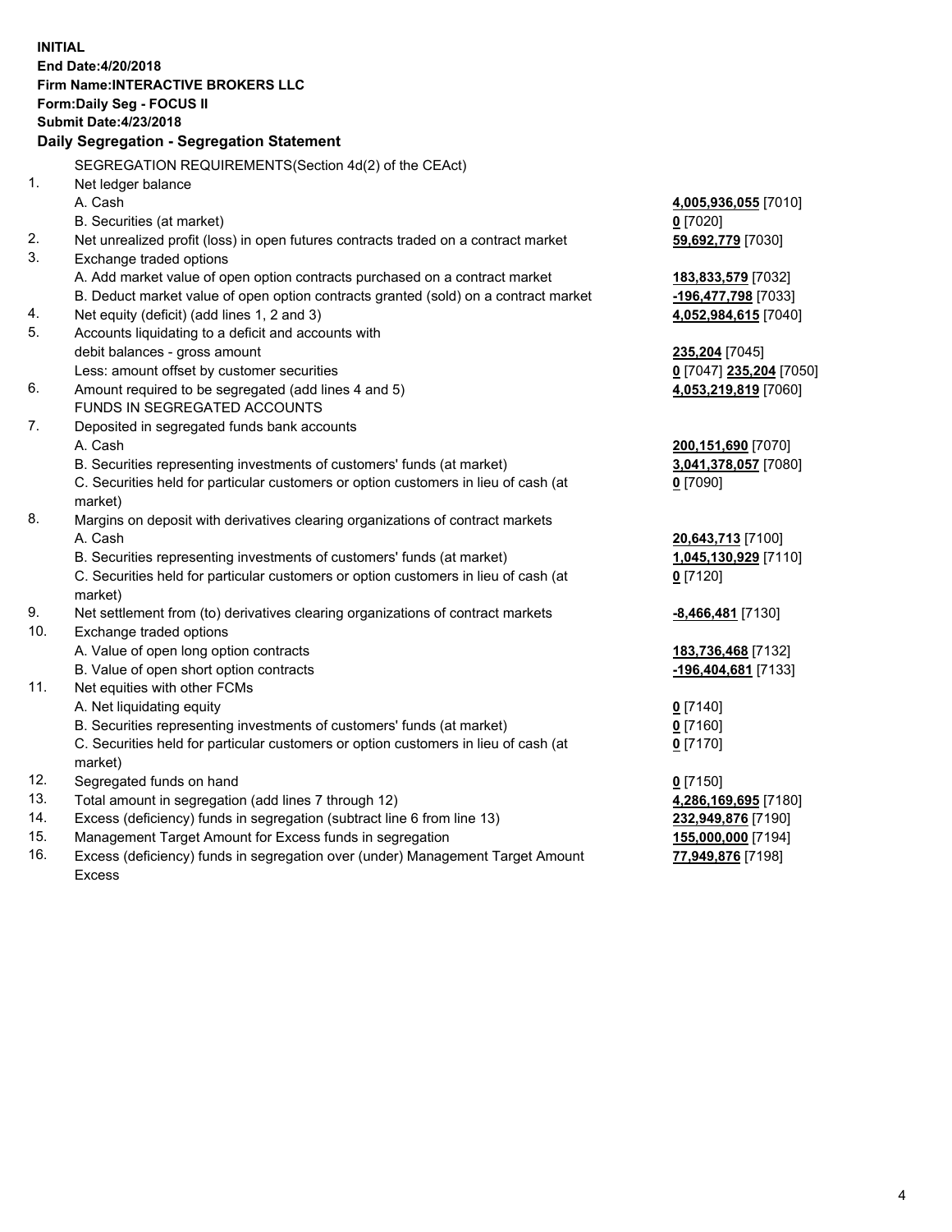**INITIAL**
**End Date:4/20/2018**
**Firm Name:INTERACTIVE BROKERS LLC**
**Form:Daily Seg - FOCUS II**
**Submit Date:4/23/2018**
**Daily Segregation - Segregation Statement**

SEGREGATION REQUIREMENTS(Section 4d(2) of the CEAct)

| | | |
|---|---|---|
| 1. | Net ledger balance | |
| | A. Cash | **4,005,936,055** [7010] |
| | B. Securities (at market) | **0** [7020] |
| 2. | Net unrealized profit (loss) in open futures contracts traded on a contract market | **59,692,779** [7030] |
| 3. | Exchange traded options | |
| | A. Add market value of open option contracts purchased on a contract market | **183,833,579** [7032] |
| | B. Deduct market value of open option contracts granted (sold) on a contract market | **-196,477,798** [7033] |
| 4. | Net equity (deficit) (add lines 1, 2 and 3) | **4,052,984,615** [7040] |
| 5. | Accounts liquidating to a deficit and accounts with | |
| | debit balances - gross amount | **235,204** [7045] |
| | Less: amount offset by customer securities | **0** [7047] **235,204** [7050] |
| 6. | Amount required to be segregated (add lines 4 and 5) | **4,053,219,819** [7060] |
| | FUNDS IN SEGREGATED ACCOUNTS | |
| 7. | Deposited in segregated funds bank accounts | |
| | A. Cash | **200,151,690** [7070] |
| | B. Securities representing investments of customers' funds (at market) | **3,041,378,057** [7080] |
| | C. Securities held for particular customers or option customers in lieu of cash (at market) | **0** [7090] |
| 8. | Margins on deposit with derivatives clearing organizations of contract markets | |
| | A. Cash | **20,643,713** [7100] |
| | B. Securities representing investments of customers' funds (at market) | **1,045,130,929** [7110] |
| | C. Securities held for particular customers or option customers in lieu of cash (at market) | **0** [7120] |
| 9. | Net settlement from (to) derivatives clearing organizations of contract markets | **-8,466,481** [7130] |
| 10. | Exchange traded options | |
| | A. Value of open long option contracts | **183,736,468** [7132] |
| | B. Value of open short option contracts | **-196,404,681** [7133] |
| 11. | Net equities with other FCMs | |
| | A. Net liquidating equity | **0** [7140] |
| | B. Securities representing investments of customers' funds (at market) | **0** [7160] |
| | C. Securities held for particular customers or option customers in lieu of cash (at market) | **0** [7170] |
| 12. | Segregated funds on hand | **0** [7150] |
| 13. | Total amount in segregation (add lines 7 through 12) | **4,286,169,695** [7180] |
| 14. | Excess (deficiency) funds in segregation (subtract line 6 from line 13) | **232,949,876** [7190] |
| 15. | Management Target Amount for Excess funds in segregation | **155,000,000** [7194] |
| 16. | Excess (deficiency) funds in segregation over (under) Management Target Amount Excess | **77,949,876** [7198] |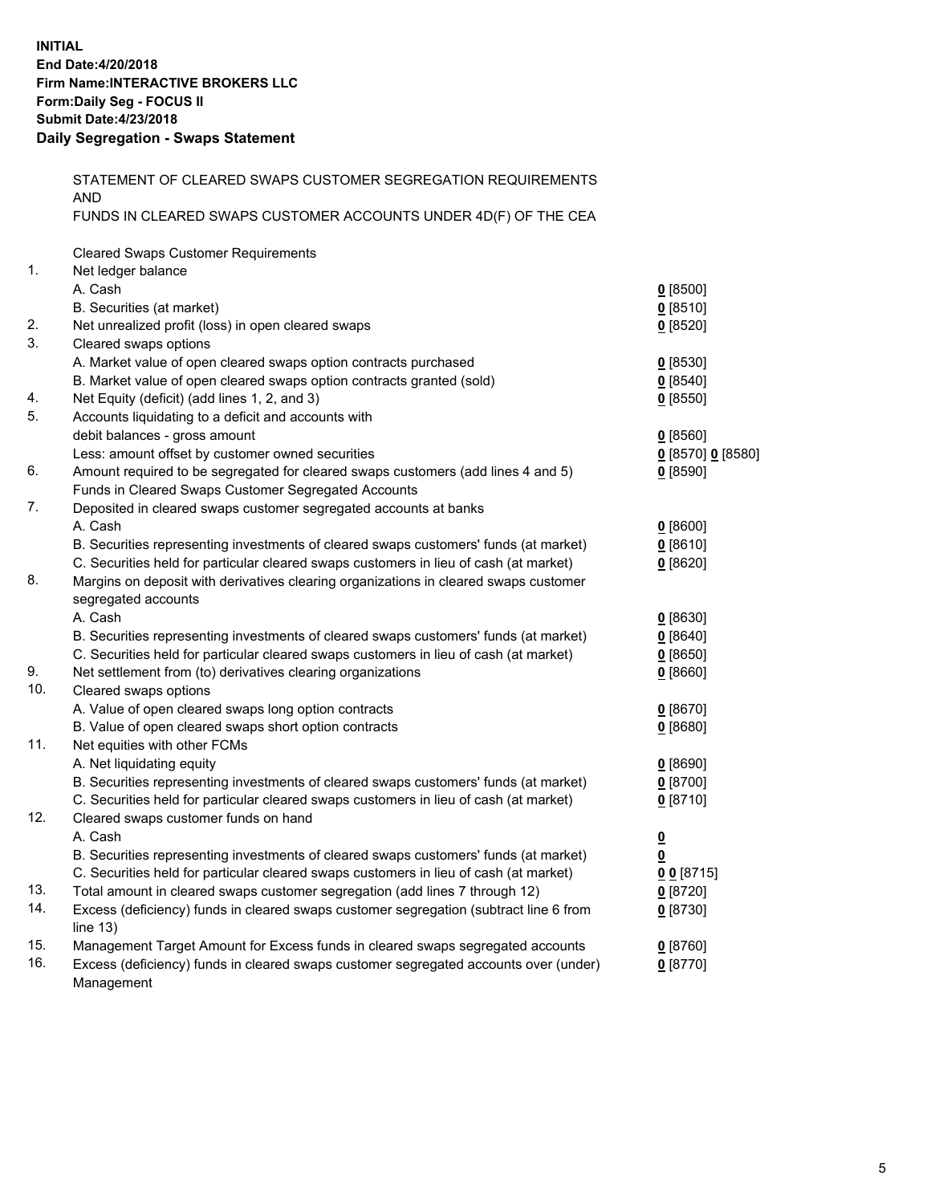**INITIAL**
**End Date:4/20/2018**
**Firm Name:INTERACTIVE BROKERS LLC**
**Form:Daily Seg - FOCUS II**
**Submit Date:4/23/2018**
**Daily Segregation - Swaps Statement**

STATEMENT OF CLEARED SWAPS CUSTOMER SEGREGATION REQUIREMENTS AND FUNDS IN CLEARED SWAPS CUSTOMER ACCOUNTS UNDER 4D(F) OF THE CEA

| | | |
|---|---|---|
| | Cleared Swaps Customer Requirements | |
| 1. | Net ledger balance | |
| | A. Cash | 0 [8500] |
| | B. Securities (at market) | 0 [8510] |
| 2. | Net unrealized profit (loss) in open cleared swaps | 0 [8520] |
| 3. | Cleared swaps options | |
| | A. Market value of open cleared swaps option contracts purchased | 0 [8530] |
| | B. Market value of open cleared swaps option contracts granted (sold) | 0 [8540] |
| 4. | Net Equity (deficit) (add lines 1, 2, and 3) | 0 [8550] |
| 5. | Accounts liquidating to a deficit and accounts with debit balances - gross amount | 0 [8560] |
| | Less: amount offset by customer owned securities | 0 [8570] 0 [8580] |
| 6. | Amount required to be segregated for cleared swaps customers (add lines 4 and 5) | 0 [8590] |
| | Funds in Cleared Swaps Customer Segregated Accounts | |
| 7. | Deposited in cleared swaps customer segregated accounts at banks | |
| | A. Cash | 0 [8600] |
| | B. Securities representing investments of cleared swaps customers' funds (at market) | 0 [8610] |
| | C. Securities held for particular cleared swaps customers in lieu of cash (at market) | 0 [8620] |
| 8. | Margins on deposit with derivatives clearing organizations in cleared swaps customer segregated accounts | |
| | A. Cash | 0 [8630] |
| | B. Securities representing investments of cleared swaps customers' funds (at market) | 0 [8640] |
| | C. Securities held for particular cleared swaps customers in lieu of cash (at market) | 0 [8650] |
| 9. | Net settlement from (to) derivatives clearing organizations | 0 [8660] |
| 10. | Cleared swaps options | |
| | A. Value of open cleared swaps long option contracts | 0 [8670] |
| | B. Value of open cleared swaps short option contracts | 0 [8680] |
| 11. | Net equities with other FCMs | |
| | A. Net liquidating equity | 0 [8690] |
| | B. Securities representing investments of cleared swaps customers' funds (at market) | 0 [8700] |
| | C. Securities held for particular cleared swaps customers in lieu of cash (at market) | 0 [8710] |
| 12. | Cleared swaps customer funds on hand | |
| | A. Cash | 0 |
| | B. Securities representing investments of cleared swaps customers' funds (at market) | 0 |
| | C. Securities held for particular cleared swaps customers in lieu of cash (at market) | 0 0 [8715] |
| 13. | Total amount in cleared swaps customer segregation (add lines 7 through 12) | 0 [8720] |
| 14. | Excess (deficiency) funds in cleared swaps customer segregation (subtract line 6 from line 13) | 0 [8730] |
| 15. | Management Target Amount for Excess funds in cleared swaps segregated accounts | 0 [8760] |
| 16. | Excess (deficiency) funds in cleared swaps customer segregated accounts over (under) Management | 0 [8770] |